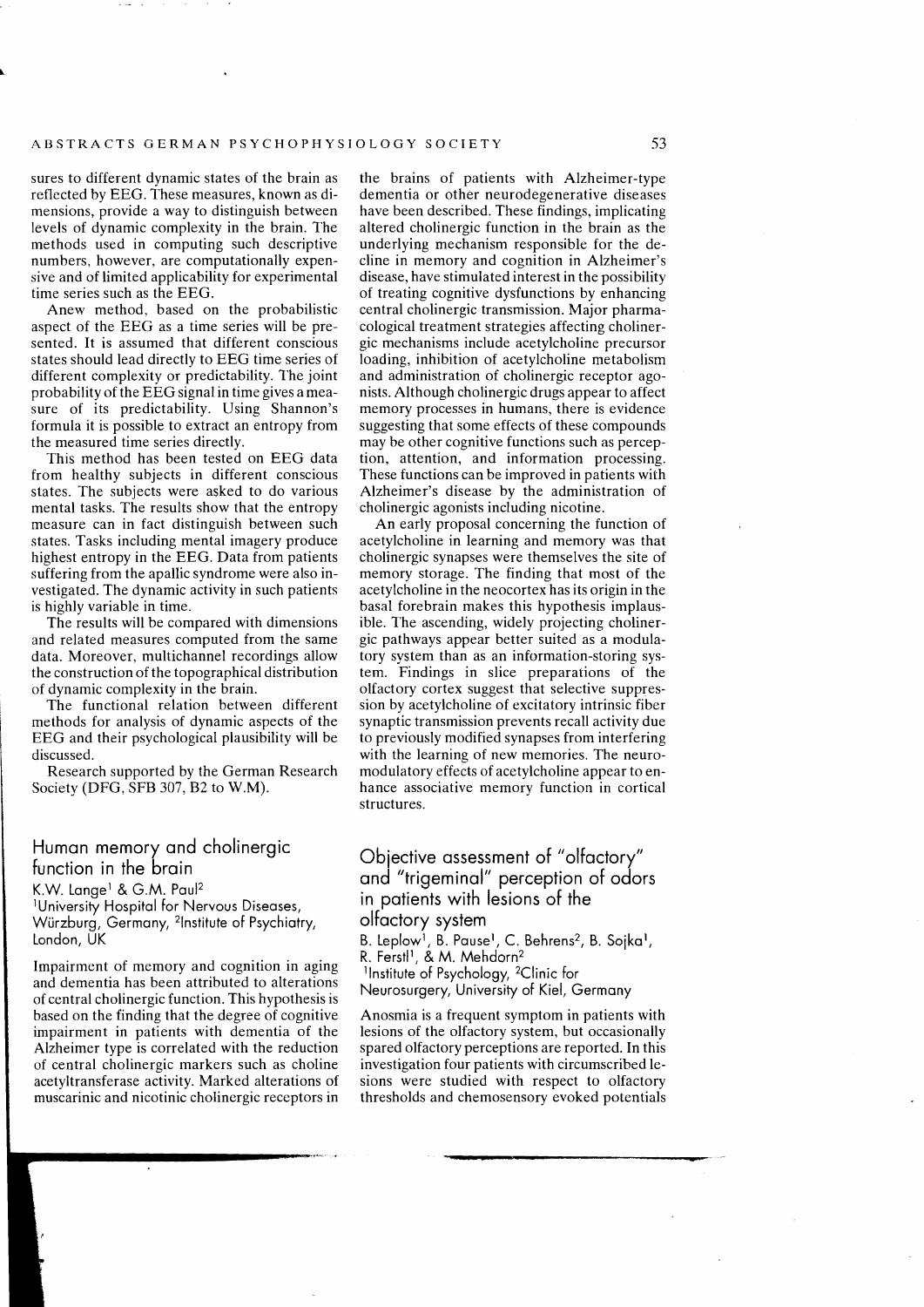sures to different dynamic states of the brain as reflected by EEG. These measures, known as dimensions, provide a way to distinguish between levels of dynamic complexity in the brain. The methods used in computing such descriptive numbers, however, are computationally expensive and of limited applicability for experimental time series such as the EEG.

Anew method, based on the probabilistic aspect of the EEG as a time series will be presented. It is assumed that different conscious states should lead directly to EEG time series of different complexity or predictability. The joint probability of the EEG signal in time gives a measure of its predictability. Using Shannon's formula it is possible to extract an entropy from the measured time series directly.

This method has been tested on EEG data from healthy subjects in different conscious states. The subjects were asked to do various mental tasks. The results show that the entropy measure can in fact distinguish between such states. Tasks including mental imagery produce highest entropy in the EEG. Data from patients suffering from the apallic syndrome were also investigated. The dynamic activity in such patients is highly variable in time.

The results will be compared with dimensions and related measures computed from the same data. Moreover, multichannel recordings allow the construction of the topographical distribution of dynamic complexity in the brain.

The functional relation between different methods for analysis of dynamic aspects of the EEG and their psychological plausibility will be discussed.

Research supported by the German Research Society (DFG, SFB 307, B2 to W.M).

## Human memory and cholinergic function in the brain

K.W. Lange[1] & G.M. Paul[2]
[1]University Hospital for Nervous Diseases, Würzburg, Germany, [2]Institute of Psychiatry, London, UK

Impairment of memory and cognition in aging and dementia has been attributed to alterations of central cholinergic function. This hypothesis is based on the finding that the degree of cognitive impairment in patients with dementia of the Alzheimer type is correlated with the reduction of central cholinergic markers such as choline acetyltransferase activity. Marked alterations of muscarinic and nicotinic cholinergic receptors in the brains of patients with Alzheimer-type dementia or other neurodegenerative diseases have been described. These findings, implicating altered cholinergic function in the brain as the underlying mechanism responsible for the decline in memory and cognition in Alzheimer's disease, have stimulated interest in the possibility of treating cognitive dysfunctions by enhancing central cholinergic transmission. Major pharmacological treatment strategies affecting cholinergic mechanisms include acetylcholine precursor loading, inhibition of acetylcholine metabolism and administration of cholinergic receptor agonists. Although cholinergic drugs appear to affect memory processes in humans, there is evidence suggesting that some effects of these compounds may be other cognitive functions such as perception, attention, and information processing. These functions can be improved in patients with Alzheimer's disease by the administration of cholinergic agonists including nicotine.

An early proposal concerning the function of acetylcholine in learning and memory was that cholinergic synapses were themselves the site of memory storage. The finding that most of the acetylcholine in the neocortex has its origin in the basal forebrain makes this hypothesis implausible. The ascending, widely projecting cholinergic pathways appear better suited as a modulatory system than as an information-storing system. Findings in slice preparations of the olfactory cortex suggest that selective suppression by acetylcholine of excitatory intrinsic fiber synaptic transmission prevents recall activity due to previously modified synapses from interfering with the learning of new memories. The neuromodulatory effects of acetylcholine appear to enhance associative memory function in cortical structures.

## Objective assessment of "olfactory" and "trigeminal" perception of odors in patients with lesions of the olfactory system

B. Leplow[1], B. Pause[1], C. Behrens[2], B. Sojka[1], R. Ferstl[1], & M. Mehdorn[2]
[1]Institute of Psychology, [2]Clinic for Neurosurgery, University of Kiel, Germany

Anosmia is a frequent symptom in patients with lesions of the olfactory system, but occasionally spared olfactory perceptions are reported. In this investigation four patients with circumscribed lesions were studied with respect to olfactory thresholds and chemosensory evoked potentials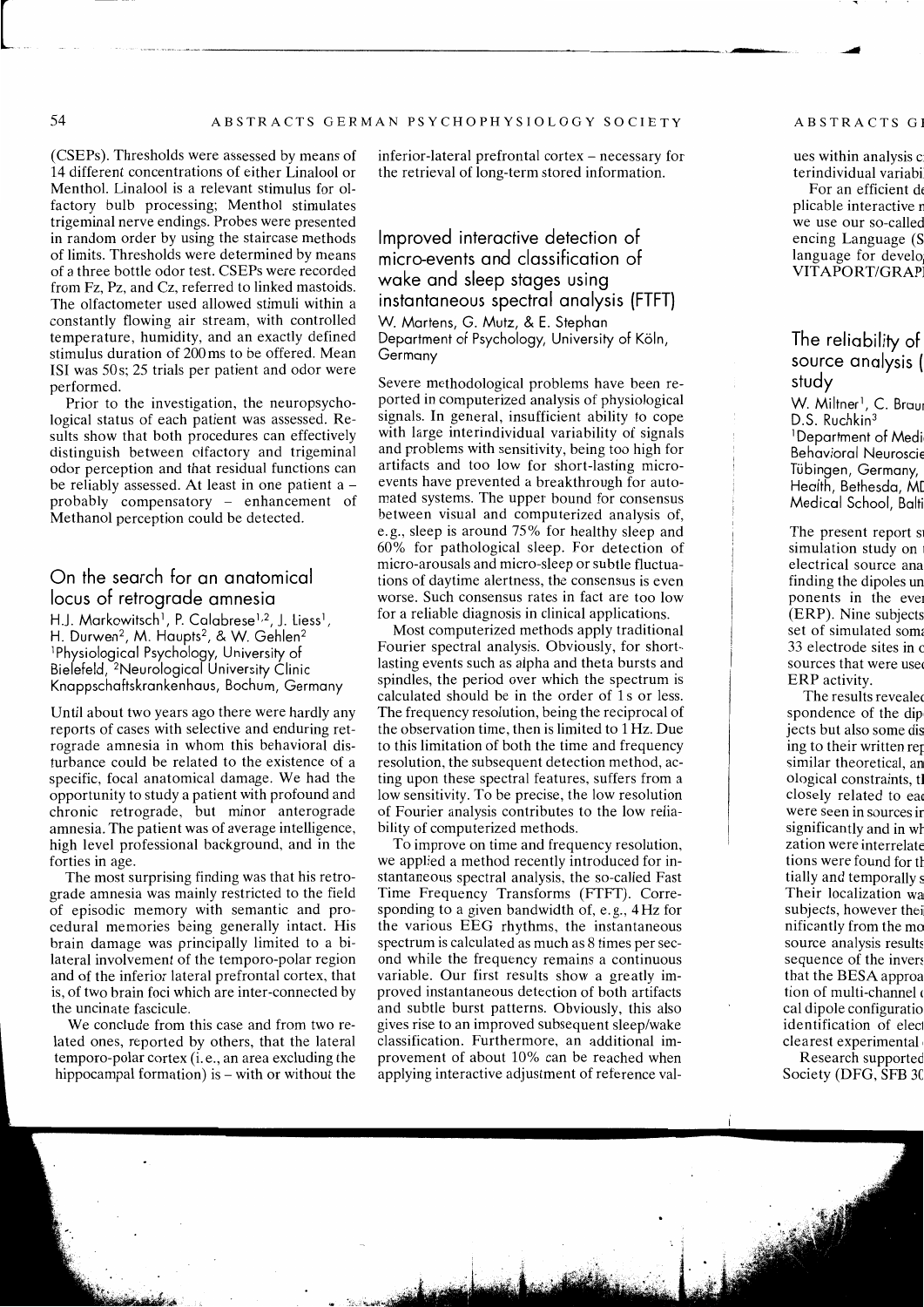(CSEPs). Thresholds were assessed by means of 14 different concentrations of either Linalool or Menthol. Linalool is a relevant stimulus for olfactory bulb processing; Menthol stimulates trigeminal nerve endings. Probes were presented in random order by using the staircase methods of limits. Thresholds were determined by means of a three bottle odor test. CSEPs were recorded from Fz, Pz, and Cz, referred to linked mastoids. The olfactometer used allowed stimuli within a constantly flowing air stream, with controlled temperature, humidity, and an exactly defined stimulus duration of 200 ms to be offered. Mean ISI was 50 s; 25 trials per patient and odor were performed.

Prior to the investigation, the neuropsychological status of each patient was assessed. Results show that both procedures can effectively distinguish between olfactory and trigeminal odor perception and that residual functions can be reliably assessed. At least in one patient a – probably compensatory – enhancement of Methanol perception could be detected.

## On the search for an anatomical locus of retrograde amnesia

H.J. Markowitsch[1], P. Calabrese[1,2], J. Liess[1], H. Durwen[2], M. Haupts[2], & W. Gehlen[2]
[1]Physiological Psychology, University of Bielefeld, [2]Neurological University Clinic Knappschaftskrankenhaus, Bochum, Germany

Until about two years ago there were hardly any reports of cases with selective and enduring retrograde amnesia in whom this behavioral disturbance could be related to the existence of a specific, focal anatomical damage. We had the opportunity to study a patient with profound and chronic retrograde, but minor anterograde amnesia. The patient was of average intelligence, high level professional background, and in the forties in age.

The most surprising finding was that his retrograde amnesia was mainly restricted to the field of episodic memory with semantic and procedural memories being generally intact. His brain damage was principally limited to a bilateral involvement of the temporo-polar region and of the inferior lateral prefrontal cortex, that is, of two brain foci which are inter-connected by the uncinate fascicule.

We conclude from this case and from two related ones, reported by others, that the lateral temporo-polar cortex (i.e., an area excluding the hippocampal formation) is – with or without the inferior-lateral prefrontal cortex – necessary for the retrieval of long-term stored information.

## Improved interactive detection of micro-events and classification of wake and sleep stages using instantaneous spectral analysis (FTFT)

W. Martens, G. Mutz, & E. Stephan
Department of Psychology, University of Köln, Germany

Severe methodological problems have been reported in computerized analysis of physiological signals. In general, insufficient ability to cope with large interindividual variability of signals and problems with sensitivity, being too high for artifacts and too low for short-lasting micro-events have prevented a breakthrough for automated systems. The upper bound for consensus between visual and computerized analysis of, e.g., sleep is around 75% for healthy sleep and 60% for pathological sleep. For detection of micro-arousals and micro-sleep or subtle fluctuations of daytime alertness, the consensus is even worse. Such consensus rates in fact are too low for a reliable diagnosis in clinical applications.

Most computerized methods apply traditional Fourier spectral analysis. Obviously, for short-lasting events such as alpha and theta bursts and spindles, the period over which the spectrum is calculated should be in the order of 1 s or less. The frequency resolution, being the reciprocal of the observation time, then is limited to 1 Hz. Due to this limitation of both the time and frequency resolution, the subsequent detection method, acting upon these spectral features, suffers from a low sensitivity. To be precise, the low resolution of Fourier analysis contributes to the low reliability of computerized methods.

To improve on time and frequency resolution, we applied a method recently introduced for instantaneous spectral analysis, the so-called Fast Time Frequency Transforms (FTFT). Corresponding to a given bandwidth of, e.g., 4 Hz for the various EEG rhythms, the instantaneous spectrum is calculated as much as 8 times per second while the frequency remains a continuous variable. Our first results show a greatly improved instantaneous detection of both artifacts and subtle burst patterns. Obviously, this also gives rise to an improved subsequent sleep/wake classification. Furthermore, an additional improvement of about 10% can be reached when applying interactive adjustment of reference val-